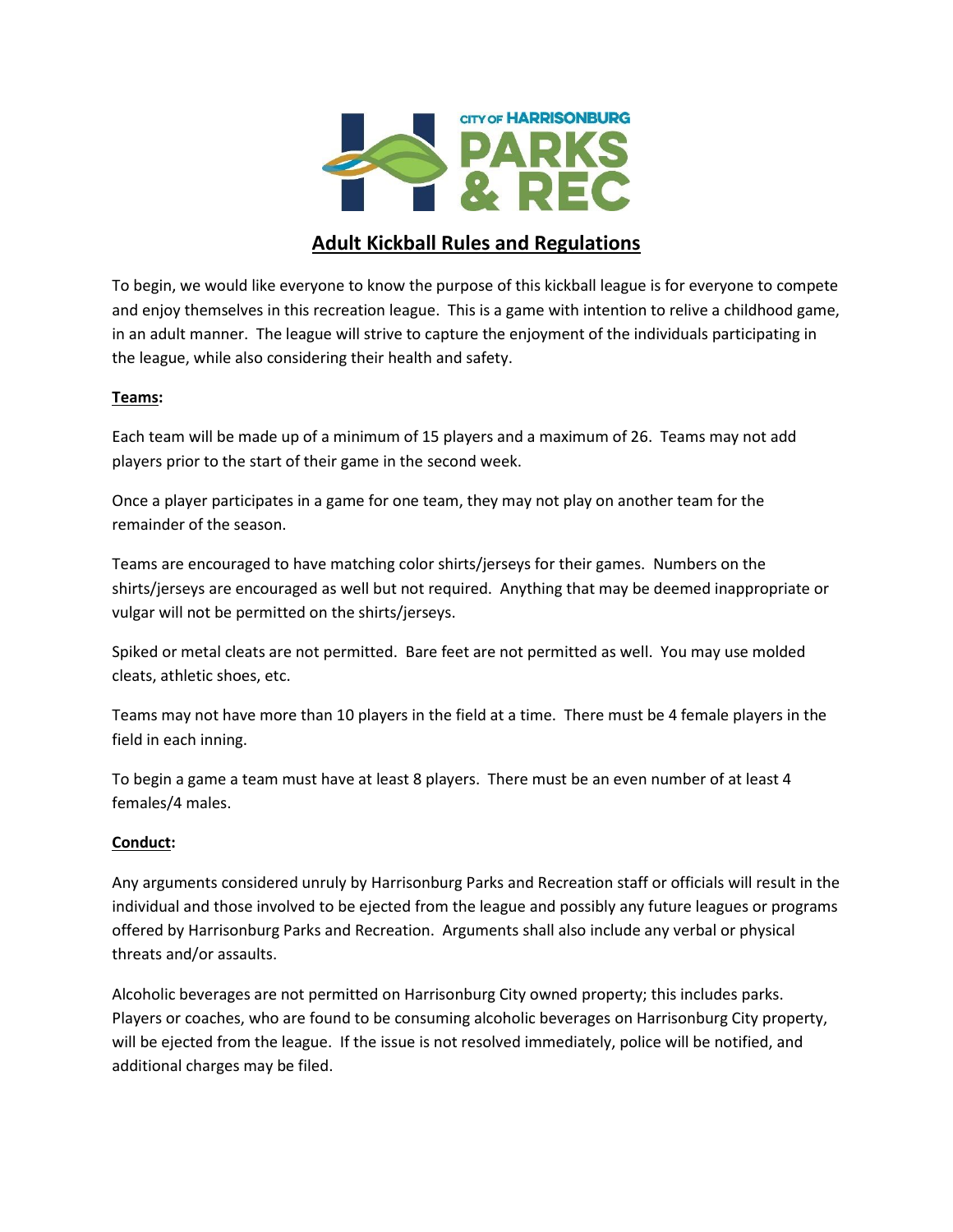# Adult Kickball Rules and Regulations

To begin, we would like everyone to know the purpose of this kickball league is for everyone to compete and enjoy themselves in this recreation league. This is a game with intention to relive a childhood game, in an adult manner. The league will strive to capture the enjoyment of the individuals participating in the league, while also considering their health and safety.

## Teams:

Each team will be made up of a minimum of 15 players and a maximum of 26. Teams may not add players prior to the start of their game in the second week.

Once a player participates in a game for one team, they may not play on another team for the remainder of the season.

Teams are encouraged to have matching color shirts/jerseys for their games. Numbers on the shirts/jerseys are encouraged as well but not required. Anything that may be deemed inappropriate or vulgar will not be permitted on the shirts/jerseys.

Spiked or metal cleats are not permitted. Bare feet are not permitted as well. You may use molded cleats, athletic shoes, etc.

Teams may not have more than 10 players in the field at a time. There must be 4 female players in the field in each inning.

To begin a game a team must have at least 8 players. There must be an even number of at least 4 females/4 males.

## Conduct:

Any arguments considered unruly by Harrisonburg Parks and Recreation staff or officials will result in the individual and those involved to be ejected from the league and possibly any future leagues or programs offered by Harrisonburg Parks and Recreation. Arguments shall also include any verbal or physical threats and/or assaults.

Alcoholic beverages are not permitted on Harrisonburg City owned property; this includes parks. Players or coaches, who are found to be consuming alcoholic beverages on Harrisonburg City property, will be ejected from the league. If the issue is not resolved immediately, police will be notified, and additional charges may be filed.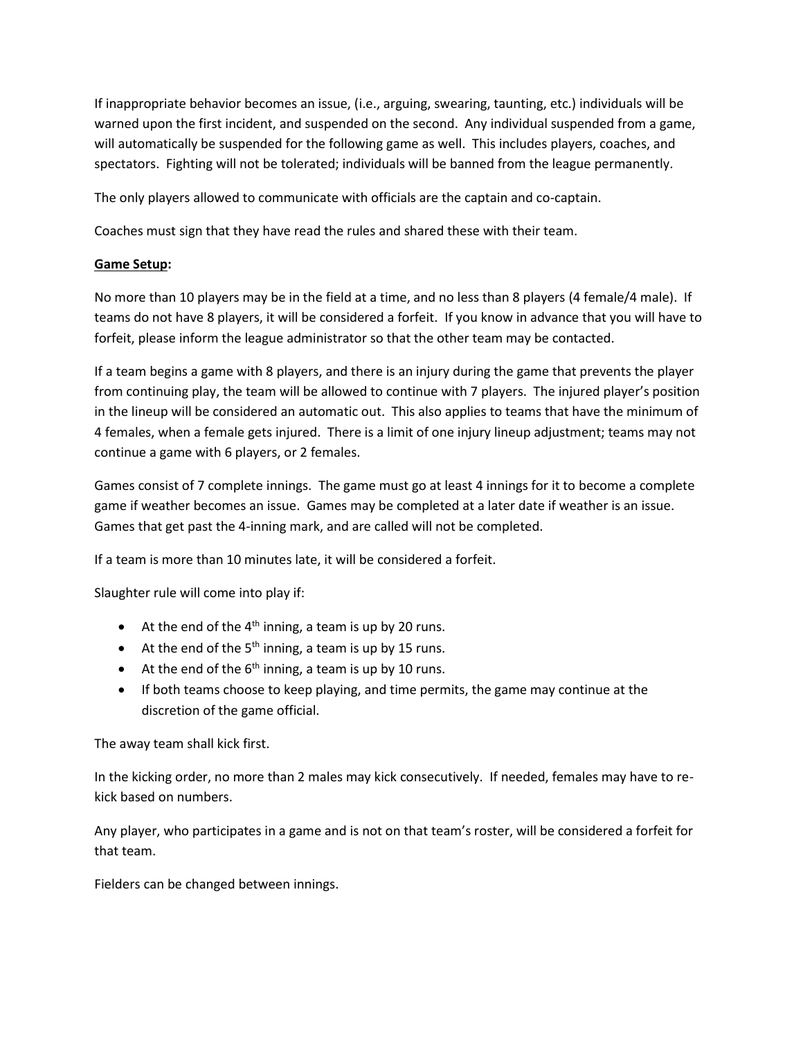If inappropriate behavior becomes an issue, (i.e., arguing, swearing, taunting, etc.) individuals will be warned upon the first incident, and suspended on the second. Any individual suspended from a game, will automatically be suspended for the following game as well. This includes players, coaches, and spectators. Fighting will not be tolerated; individuals will be banned from the league permanently.

The only players allowed to communicate with officials are the captain and co-captain.

Coaches must sign that they have read the rules and shared these with their team.

**Game Setup:**

No more than 10 players may be in the field at a time, and no less than 8 players (4 female/4 male). If teams do not have 8 players, it will be considered a forfeit. If you know in advance that you will have to forfeit, please inform the league administrator so that the other team may be contacted.

If a team begins a game with 8 players, and there is an injury during the game that prevents the player from continuing play, the team will be allowed to continue with 7 players. The injured player's position in the lineup will be considered an automatic out. This also applies to teams that have the minimum of 4 females, when a female gets injured. There is a limit of one injury lineup adjustment; teams may not continue a game with 6 players, or 2 females.

Games consist of 7 complete innings. The game must go at least 4 innings for it to become a complete game if weather becomes an issue. Games may be completed at a later date if weather is an issue. Games that get past the 4-inning mark, and are called will not be completed.

If a team is more than 10 minutes late, it will be considered a forfeit.

Slaughter rule will come into play if:

- At the end of the 4th inning, a team is up by 20 runs.
- At the end of the 5th inning, a team is up by 15 runs.
- At the end of the 6th inning, a team is up by 10 runs.
- If both teams choose to keep playing, and time permits, the game may continue at the discretion of the game official.

The away team shall kick first.

In the kicking order, no more than 2 males may kick consecutively. If needed, females may have to re-kick based on numbers.

Any player, who participates in a game and is not on that team's roster, will be considered a forfeit for that team.

Fielders can be changed between innings.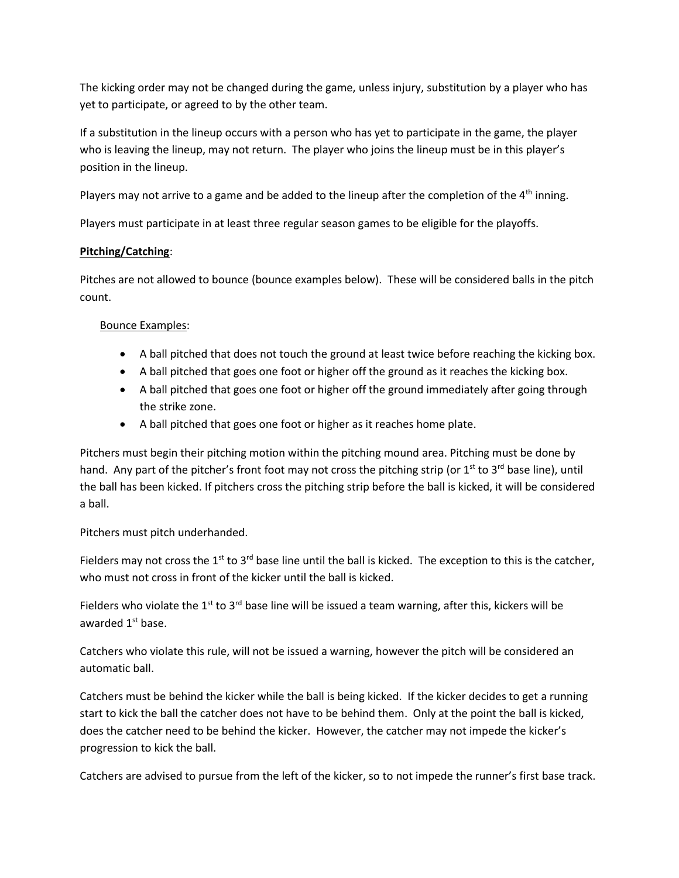The kicking order may not be changed during the game, unless injury, substitution by a player who has yet to participate, or agreed to by the other team.

If a substitution in the lineup occurs with a person who has yet to participate in the game, the player who is leaving the lineup, may not return. The player who joins the lineup must be in this player's position in the lineup.

Players may not arrive to a game and be added to the lineup after the completion of the 4th inning.

Players must participate in at least three regular season games to be eligible for the playoffs.

**Pitching/Catching**:

Pitches are not allowed to bounce (bounce examples below). These will be considered balls in the pitch count.

Bounce Examples:

- A ball pitched that does not touch the ground at least twice before reaching the kicking box.
- A ball pitched that goes one foot or higher off the ground as it reaches the kicking box.
- A ball pitched that goes one foot or higher off the ground immediately after going through the strike zone.
- A ball pitched that goes one foot or higher as it reaches home plate.

Pitchers must begin their pitching motion within the pitching mound area. Pitching must be done by hand. Any part of the pitcher's front foot may not cross the pitching strip (or 1st to 3rd base line), until the ball has been kicked. If pitchers cross the pitching strip before the ball is kicked, it will be considered a ball.

Pitchers must pitch underhanded.

Fielders may not cross the 1st to 3rd base line until the ball is kicked. The exception to this is the catcher, who must not cross in front of the kicker until the ball is kicked.

Fielders who violate the 1st to 3rd base line will be issued a team warning, after this, kickers will be awarded 1st base.

Catchers who violate this rule, will not be issued a warning, however the pitch will be considered an automatic ball.

Catchers must be behind the kicker while the ball is being kicked. If the kicker decides to get a running start to kick the ball the catcher does not have to be behind them. Only at the point the ball is kicked, does the catcher need to be behind the kicker. However, the catcher may not impede the kicker's progression to kick the ball.

Catchers are advised to pursue from the left of the kicker, so to not impede the runner's first base track.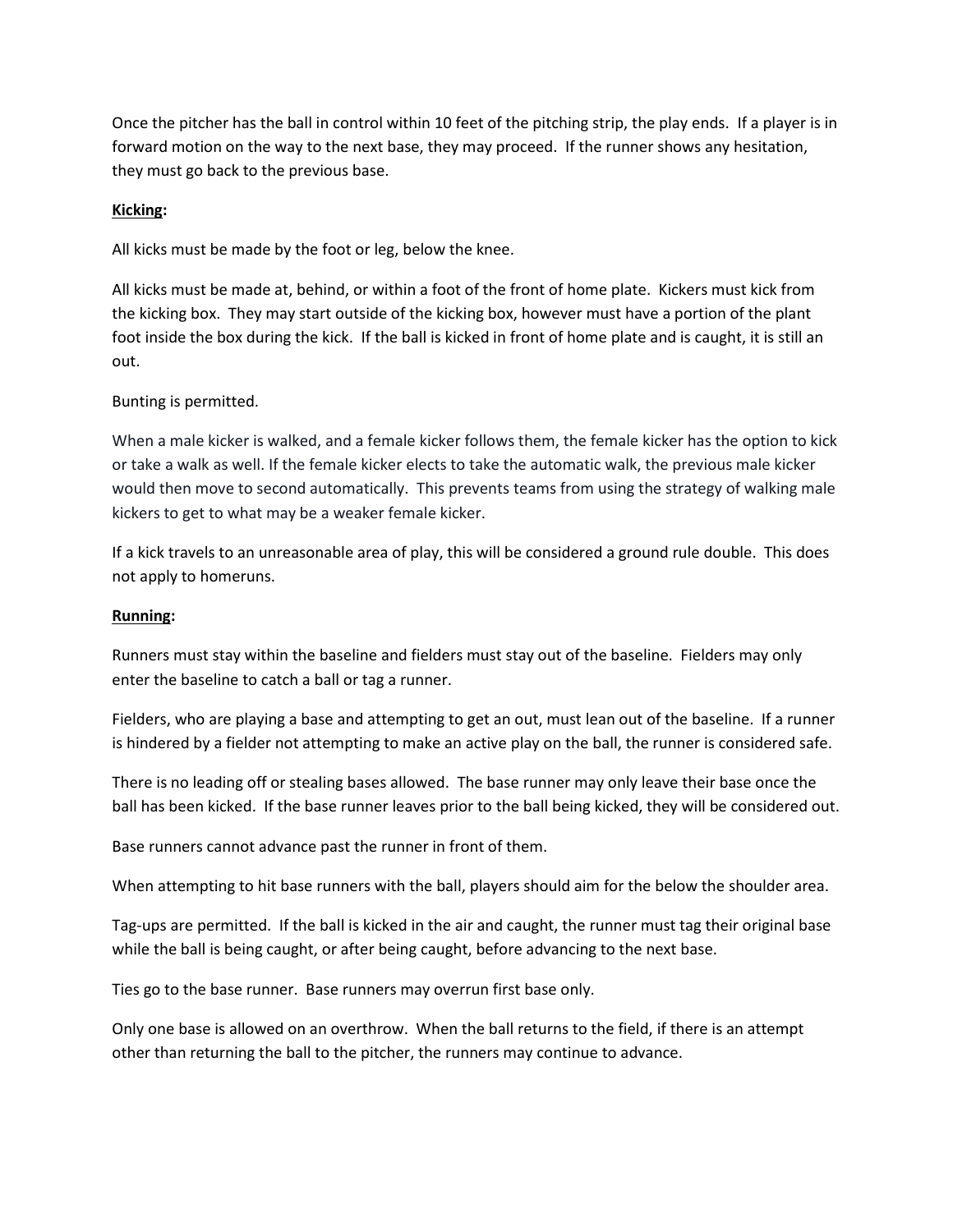Once the pitcher has the ball in control within 10 feet of the pitching strip, the play ends. If a player is in forward motion on the way to the next base, they may proceed. If the runner shows any hesitation, they must go back to the previous base.

**Kicking:**

All kicks must be made by the foot or leg, below the knee.

All kicks must be made at, behind, or within a foot of the front of home plate. Kickers must kick from the kicking box. They may start outside of the kicking box, however must have a portion of the plant foot inside the box during the kick. If the ball is kicked in front of home plate and is caught, it is still an out.

Bunting is permitted.

When a male kicker is walked, and a female kicker follows them, the female kicker has the option to kick or take a walk as well. If the female kicker elects to take the automatic walk, the previous male kicker would then move to second automatically. This prevents teams from using the strategy of walking male kickers to get to what may be a weaker female kicker.

If a kick travels to an unreasonable area of play, this will be considered a ground rule double. This does not apply to homeruns.

**Running:**

Runners must stay within the baseline and fielders must stay out of the baseline. Fielders may only enter the baseline to catch a ball or tag a runner.

Fielders, who are playing a base and attempting to get an out, must lean out of the baseline. If a runner is hindered by a fielder not attempting to make an active play on the ball, the runner is considered safe.

There is no leading off or stealing bases allowed. The base runner may only leave their base once the ball has been kicked. If the base runner leaves prior to the ball being kicked, they will be considered out.

Base runners cannot advance past the runner in front of them.

When attempting to hit base runners with the ball, players should aim for the below the shoulder area.

Tag-ups are permitted. If the ball is kicked in the air and caught, the runner must tag their original base while the ball is being caught, or after being caught, before advancing to the next base.

Ties go to the base runner. Base runners may overrun first base only.

Only one base is allowed on an overthrow. When the ball returns to the field, if there is an attempt other than returning the ball to the pitcher, the runners may continue to advance.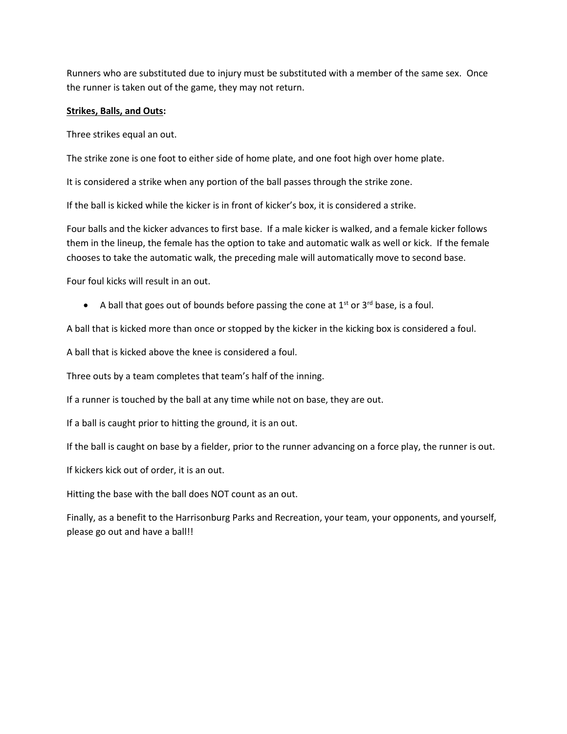Runners who are substituted due to injury must be substituted with a member of the same sex. Once the runner is taken out of the game, they may not return.

**Strikes, Balls, and Outs:**

Three strikes equal an out.

The strike zone is one foot to either side of home plate, and one foot high over home plate.

It is considered a strike when any portion of the ball passes through the strike zone.

If the ball is kicked while the kicker is in front of kicker's box, it is considered a strike.

Four balls and the kicker advances to first base. If a male kicker is walked, and a female kicker follows them in the lineup, the female has the option to take and automatic walk as well or kick. If the female chooses to take the automatic walk, the preceding male will automatically move to second base.

Four foul kicks will result in an out.

- A ball that goes out of bounds before passing the cone at 1st or 3rd base, is a foul.

A ball that is kicked more than once or stopped by the kicker in the kicking box is considered a foul.

A ball that is kicked above the knee is considered a foul.

Three outs by a team completes that team's half of the inning.

If a runner is touched by the ball at any time while not on base, they are out.

If a ball is caught prior to hitting the ground, it is an out.

If the ball is caught on base by a fielder, prior to the runner advancing on a force play, the runner is out.

If kickers kick out of order, it is an out.

Hitting the base with the ball does NOT count as an out.

Finally, as a benefit to the Harrisonburg Parks and Recreation, your team, your opponents, and yourself, please go out and have a ball!!